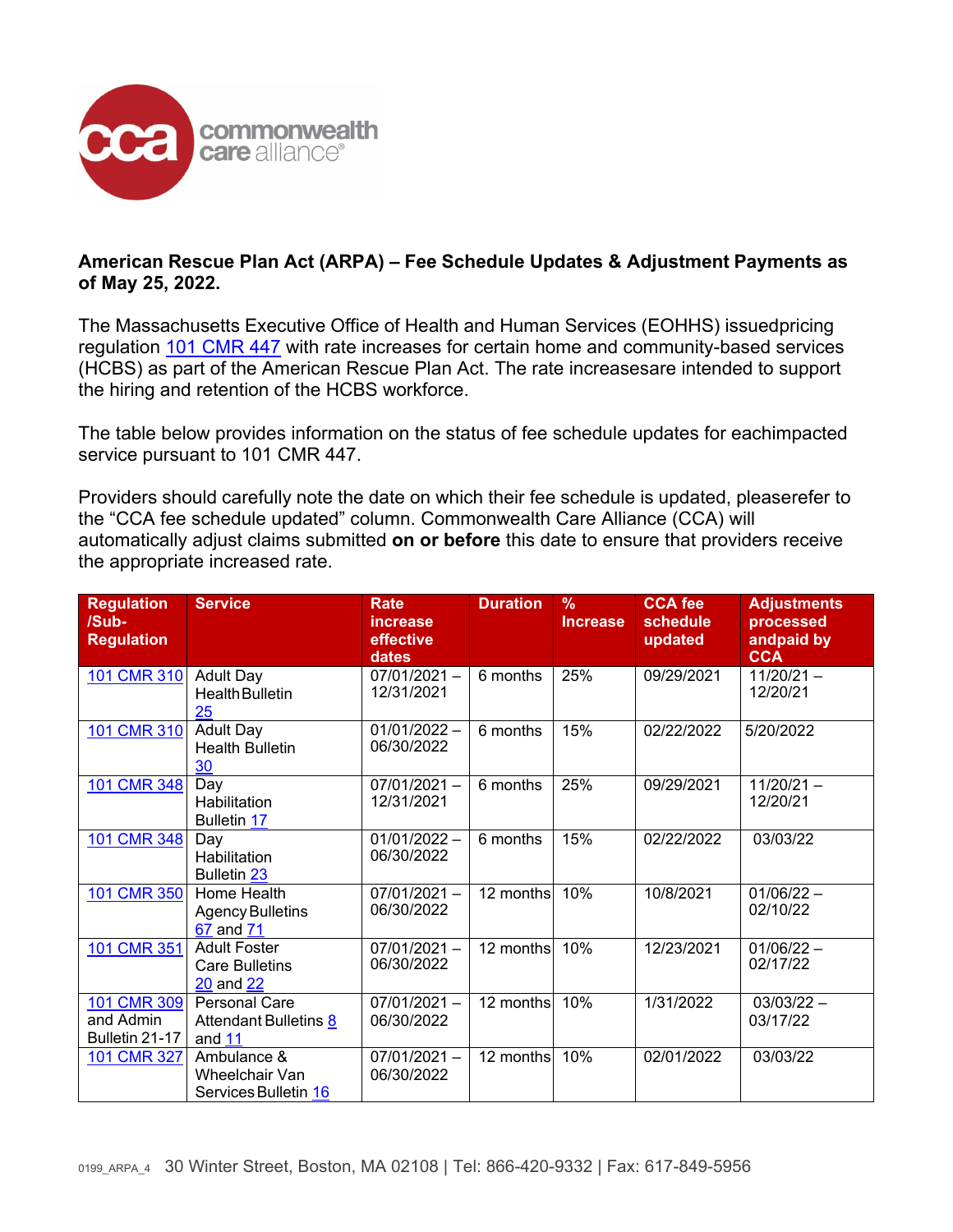commonwealth care alliance®

**American Rescue Plan Act (ARPA) – Fee Schedule Updates & Adjustment Payments as of May 25, 2022.**

The Massachusetts Executive Office of Health and Human Services (EOHHS) issuedpricing regulation 101 CMR 447 with rate increases for certain home and community-based services (HCBS) as part of the American Rescue Plan Act. The rate increasesare intended to support the hiring and retention of the HCBS workforce.

The table below provides information on the status of fee schedule updates for eachimpacted service pursuant to 101 CMR 447.

Providers should carefully note the date on which their fee schedule is updated, pleaserefer to the "CCA fee schedule updated" column. Commonwealth Care Alliance (CCA) will automatically adjust claims submitted **on or before** this date to ensure that providers receive the appropriate increased rate.

| Regulation /Sub-Regulation | Service | Rate increase effective dates | Duration | % Increase | CCA fee schedule updated | Adjustments processed andpaid by CCA |
|---|---|---|---|---|---|---|
| 101 CMR 310 | Adult Day Health Bulletin 25 | 07/01/2021 – 12/31/2021 | 6 months | 25% | 09/29/2021 | 11/20/21 – 12/20/21 |
| 101 CMR 310 | Adult Day Health Bulletin 30 | 01/01/2022 – 06/30/2022 | 6 months | 15% | 02/22/2022 | 5/20/2022 |
| 101 CMR 348 | Day Habilitation Bulletin 17 | 07/01/2021 – 12/31/2021 | 6 months | 25% | 09/29/2021 | 11/20/21 – 12/20/21 |
| 101 CMR 348 | Day Habilitation Bulletin 23 | 01/01/2022 – 06/30/2022 | 6 months | 15% | 02/22/2022 | 03/03/22 |
| 101 CMR 350 | Home Health Agency Bulletins 67 and 71 | 07/01/2021 – 06/30/2022 | 12 months | 10% | 10/8/2021 | 01/06/22 – 02/10/22 |
| 101 CMR 351 | Adult Foster Care Bulletins 20 and 22 | 07/01/2021 – 06/30/2022 | 12 months | 10% | 12/23/2021 | 01/06/22 – 02/17/22 |
| 101 CMR 309 and Admin Bulletin 21-17 | Personal Care Attendant Bulletins 8 and 11 | 07/01/2021 – 06/30/2022 | 12 months | 10% | 1/31/2022 | 03/03/22 – 03/17/22 |
| 101 CMR 327 | Ambulance & Wheelchair Van Services Bulletin 16 | 07/01/2021 – 06/30/2022 | 12 months | 10% | 02/01/2022 | 03/03/22 |

0199_ARPA_4 30 Winter Street, Boston, MA 02108 | Tel: 866-420-9332 | Fax: 617-849-5956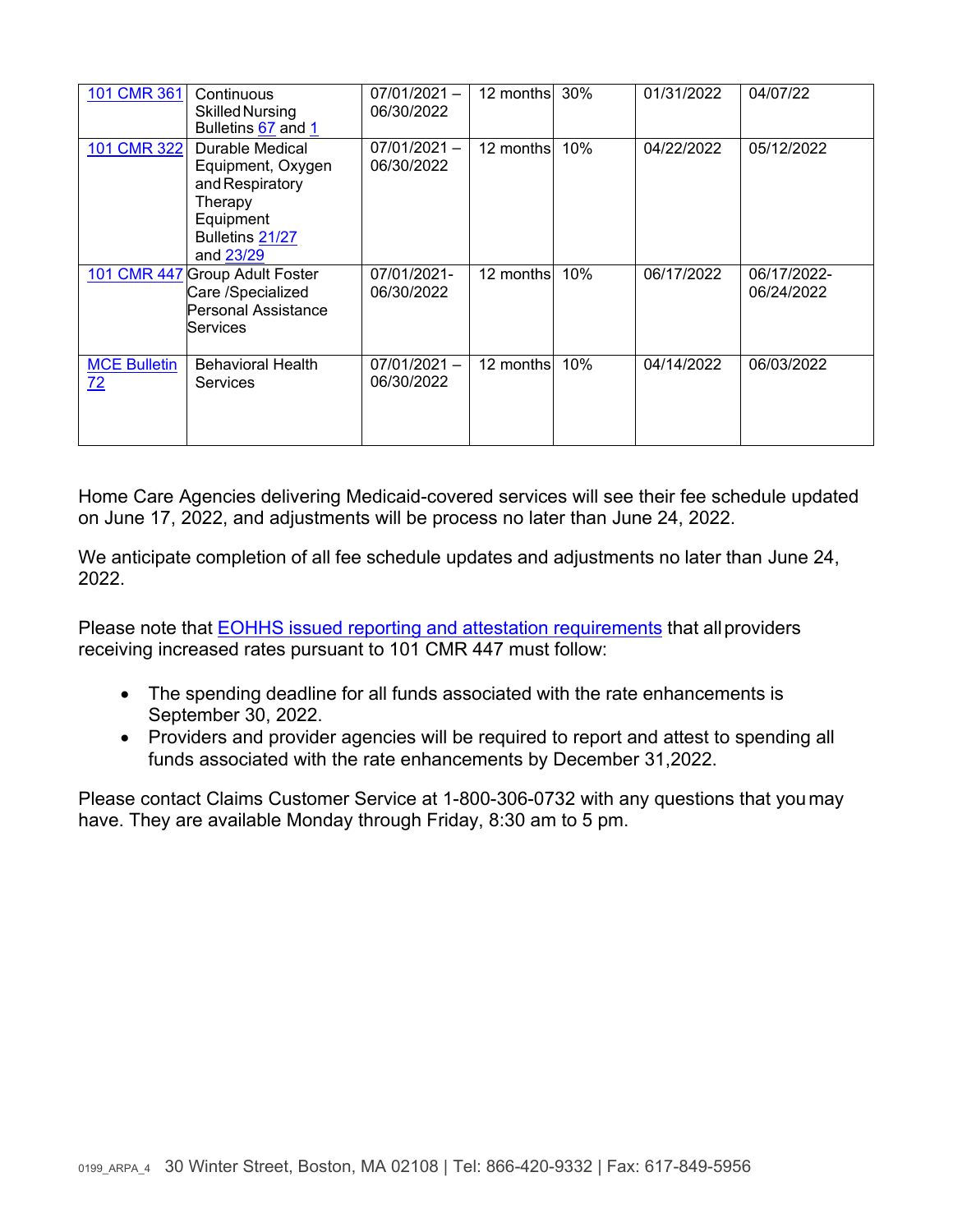| | | | | | | |
|---|---|---|---|---|---|---|
| 101 CMR 361 | Continuous Skilled Nursing Bulletins 67 and 1 | 07/01/2021 – 06/30/2022 | 12 months | 30% | 01/31/2022 | 04/07/22 |
| 101 CMR 322 | Durable Medical Equipment, Oxygen and Respiratory Therapy Equipment Bulletins 21/27 and 23/29 | 07/01/2021 – 06/30/2022 | 12 months | 10% | 04/22/2022 | 05/12/2022 |
| 101 CMR 447 | Group Adult Foster Care /Specialized Personal Assistance Services | 07/01/2021-06/30/2022 | 12 months | 10% | 06/17/2022 | 06/17/2022-06/24/2022 |
| MCE Bulletin 72 | Behavioral Health Services | 07/01/2021 – 06/30/2022 | 12 months | 10% | 04/14/2022 | 06/03/2022 |

Home Care Agencies delivering Medicaid-covered services will see their fee schedule updated on June 17, 2022, and adjustments will be process no later than June 24, 2022.

We anticipate completion of all fee schedule updates and adjustments no later than June 24, 2022.

Please note that EOHHS issued reporting and attestation requirements that all providers receiving increased rates pursuant to 101 CMR 447 must follow:

- The spending deadline for all funds associated with the rate enhancements is September 30, 2022.
- Providers and provider agencies will be required to report and attest to spending all funds associated with the rate enhancements by December 31,2022.

Please contact Claims Customer Service at 1-800-306-0732 with any questions that you may have. They are available Monday through Friday, 8:30 am to 5 pm.